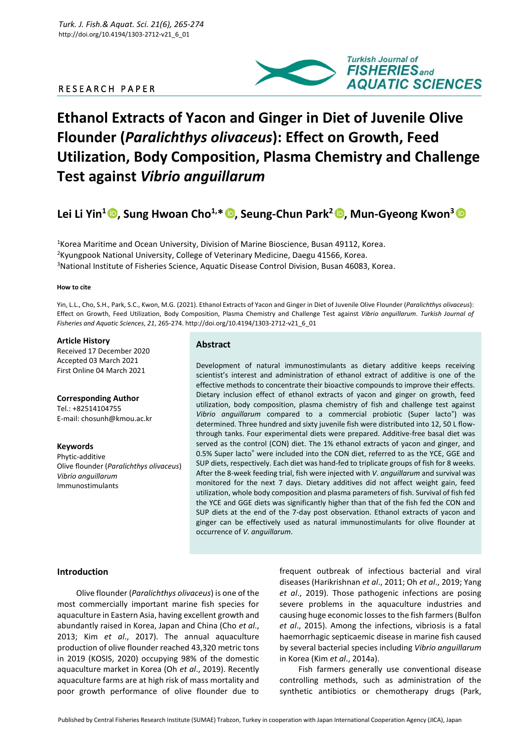RESEARCH PAPER

# Ethanol Extracts of Yacon and Ginger in Diet of Juvenile Olive Flounder (*Paralichthys olivaceus*): Effect on Growth, Feed Utilization, Body Composition, Plasma Chemistry and Challenge Test against *Vibrio anguillarum*

**Lei Li Yin[1], Sung Hwoan Cho[1,*], Seung-Chun Park[2], Mun-Gyeong Kwon[3]**

[1]Korea Maritime and Ocean University, Division of Marine Bioscience, Busan 49112, Korea.
[2]Kyungpook National University, College of Veterinary Medicine, Daegu 41566, Korea.
[3]National Institute of Fisheries Science, Aquatic Disease Control Division, Busan 46083, Korea.

#### How to cite

Yin, L.L., Cho, S.H., Park, S.C., Kwon, M.G. (2021). Ethanol Extracts of Yacon and Ginger in Diet of Juvenile Olive Flounder (*Paralichthys olivaceus*): Effect on Growth, Feed Utilization, Body Composition, Plasma Chemistry and Challenge Test against *Vibrio anguillarum*. *Turkish Journal of Fisheries and Aquatic Sciences*, *21*, 265-274. http://doi.org/10.4194/1303-2712-v21_6_01

**Article History**
Received 17 December 2020
Accepted 03 March 2021
First Online 04 March 2021

**Corresponding Author**
Tel.: +82514104755
E-mail: chosunh@kmou.ac.kr

**Keywords**
Phytic-additive
Olive flounder (*Paralichthys olivaceus*)
*Vibrio anguillarum*
Immunostimulants

## Abstract

Development of natural immunostimulants as dietary additive keeps receiving scientist's interest and administration of ethanol extract of additive is one of the effective methods to concentrate their bioactive compounds to improve their effects. Dietary inclusion effect of ethanol extracts of yacon and ginger on growth, feed utilization, body composition, plasma chemistry of fish and challenge test against *Vibrio anguillarum* compared to a commercial probiotic (Super lacto®) was determined. Three hundred and sixty juvenile fish were distributed into 12, 50 L flow-through tanks. Four experimental diets were prepared. Additive-free basal diet was served as the control (CON) diet. The 1% ethanol extracts of yacon and ginger, and 0.5% Super lacto® were included into the CON diet, referred to as the YCE, GGE and SUP diets, respectively. Each diet was hand-fed to triplicate groups of fish for 8 weeks. After the 8-week feeding trial, fish were injected with *V. anguillarum* and survival was monitored for the next 7 days. Dietary additives did not affect weight gain, feed utilization, whole body composition and plasma parameters of fish. Survival of fish fed the YCE and GGE diets was significantly higher than that of the fish fed the CON and SUP diets at the end of the 7-day post observation. Ethanol extracts of yacon and ginger can be effectively used as natural immunostimulants for olive flounder at occurrence of *V. anguillarum*.

## Introduction

Olive flounder (*Paralichthys olivaceus*) is one of the most commercially important marine fish species for aquaculture in Eastern Asia, having excellent growth and abundantly raised in Korea, Japan and China (Cho *et al*., 2013; Kim *et al*., 2017). The annual aquaculture production of olive flounder reached 43,320 metric tons in 2019 (KOSIS, 2020) occupying 98% of the domestic aquaculture market in Korea (Oh *et al*., 2019). Recently aquaculture farms are at high risk of mass mortality and poor growth performance of olive flounder due to frequent outbreak of infectious bacterial and viral diseases (Harikrishnan *et al*., 2011; Oh *et al*., 2019; Yang *et al*., 2019). Those pathogenic infections are posing severe problems in the aquaculture industries and causing huge economic losses to the fish farmers (Bulfon *et al*., 2015). Among the infections, vibriosis is a fatal haemorrhagic septicaemic disease in marine fish caused by several bacterial species including *Vibrio anguillarum* in Korea (Kim *et al*., 2014a).

Fish farmers generally use conventional disease controlling methods, such as administration of the synthetic antibiotics or chemotherapy drugs (Park,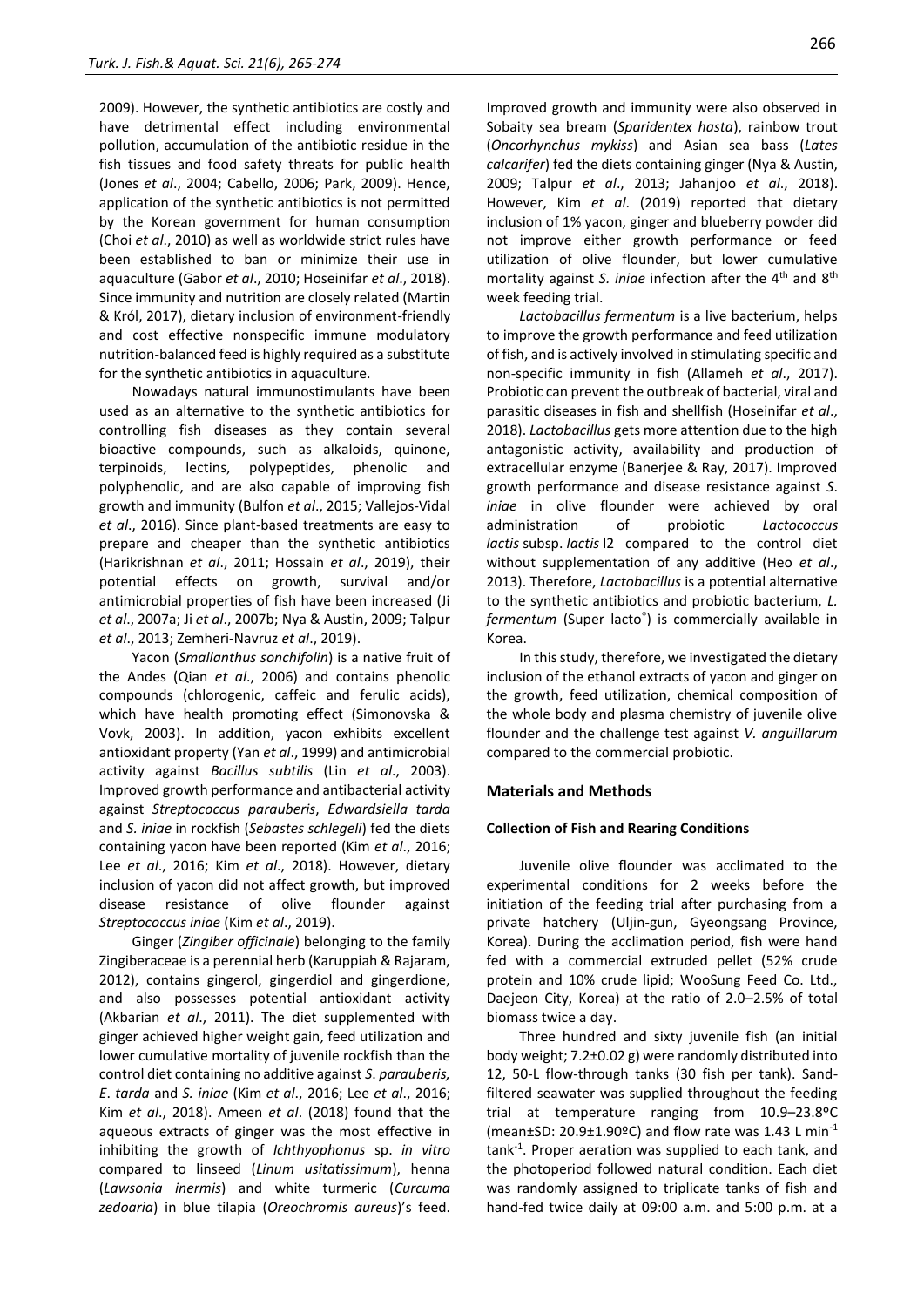2009). However, the synthetic antibiotics are costly and have detrimental effect including environmental pollution, accumulation of the antibiotic residue in the fish tissues and food safety threats for public health (Jones *et al*., 2004; Cabello, 2006; Park, 2009). Hence, application of the synthetic antibiotics is not permitted by the Korean government for human consumption (Choi *et al*., 2010) as well as worldwide strict rules have been established to ban or minimize their use in aquaculture (Gabor *et al*., 2010; Hoseinifar *et al*., 2018). Since immunity and nutrition are closely related (Martin & Król, 2017), dietary inclusion of environment-friendly and cost effective nonspecific immune modulatory nutrition-balanced feed is highly required as a substitute for the synthetic antibiotics in aquaculture.

Nowadays natural immunostimulants have been used as an alternative to the synthetic antibiotics for controlling fish diseases as they contain several bioactive compounds, such as alkaloids, quinone, terpinoids, lectins, polypeptides, phenolic and polyphenolic, and are also capable of improving fish growth and immunity (Bulfon *et al*., 2015; Vallejos-Vidal *et al*., 2016). Since plant-based treatments are easy to prepare and cheaper than the synthetic antibiotics (Harikrishnan *et al*., 2011; Hossain *et al*., 2019), their potential effects on growth, survival and/or antimicrobial properties of fish have been increased (Ji *et al*., 2007a; Ji *et al*., 2007b; Nya & Austin, 2009; Talpur *et al*., 2013; Zemheri-Navruz *et al*., 2019).

Yacon (*Smallanthus sonchifolin*) is a native fruit of the Andes (Qian *et al*., 2006) and contains phenolic compounds (chlorogenic, caffeic and ferulic acids), which have health promoting effect (Simonovska & Vovk, 2003). In addition, yacon exhibits excellent antioxidant property (Yan *et al*., 1999) and antimicrobial activity against *Bacillus subtilis* (Lin *et al*., 2003). Improved growth performance and antibacterial activity against *Streptococcus parauberis*, *Edwardsiella tarda* and *S. iniae* in rockfish (*Sebastes schlegeli*) fed the diets containing yacon have been reported (Kim *et al*., 2016; Lee *et al*., 2016; Kim *et al*., 2018). However, dietary inclusion of yacon did not affect growth, but improved disease resistance of olive flounder against *Streptococcus iniae* (Kim *et al*., 2019).

Ginger (*Zingiber officinale*) belonging to the family Zingiberaceae is a perennial herb (Karuppiah & Rajaram, 2012), contains gingerol, gingerdiol and gingerdione, and also possesses potential antioxidant activity (Akbarian *et al*., 2011). The diet supplemented with ginger achieved higher weight gain, feed utilization and lower cumulative mortality of juvenile rockfish than the control diet containing no additive against *S*. *parauberis, E*. *tarda* and *S. iniae* (Kim *et al*., 2016; Lee *et al*., 2016; Kim *et al*., 2018). Ameen *et al*. (2018) found that the aqueous extracts of ginger was the most effective in inhibiting the growth of *Ichthyophonus* sp. *in vitro* compared to linseed (*Linum usitatissimum*), henna (*Lawsonia inermis*) and white turmeric (*Curcuma zedoaria*) in blue tilapia (*Oreochromis aureus*)'s feed. Improved growth and immunity were also observed in Sobaity sea bream (*Sparidentex hasta*), rainbow trout (*Oncorhynchus mykiss*) and Asian sea bass (*Lates calcarifer*) fed the diets containing ginger (Nya & Austin, 2009; Talpur *et al*., 2013; Jahanjoo *et al*., 2018). However, Kim *et al*. (2019) reported that dietary inclusion of 1% yacon, ginger and blueberry powder did not improve either growth performance or feed utilization of olive flounder, but lower cumulative mortality against *S. iniae* infection after the 4th and 8th week feeding trial.

*Lactobacillus fermentum* is a live bacterium, helps to improve the growth performance and feed utilization of fish, and is actively involved in stimulating specific and non-specific immunity in fish (Allameh *et al*., 2017). Probiotic can prevent the outbreak of bacterial, viral and parasitic diseases in fish and shellfish (Hoseinifar *et al*., 2018). *Lactobacillus* gets more attention due to the high antagonistic activity, availability and production of extracellular enzyme (Banerjee & Ray, 2017). Improved growth performance and disease resistance against *S*. *iniae* in olive flounder were achieved by oral administration of probiotic *Lactococcus lactis* subsp. *lactis* l2 compared to the control diet without supplementation of any additive (Heo *et al*., 2013). Therefore, *Lactobacillus* is a potential alternative to the synthetic antibiotics and probiotic bacterium, *L. fermentum* (Super lacto®) is commercially available in Korea.

In this study, therefore, we investigated the dietary inclusion of the ethanol extracts of yacon and ginger on the growth, feed utilization, chemical composition of the whole body and plasma chemistry of juvenile olive flounder and the challenge test against *V. anguillarum* compared to the commercial probiotic.

## Materials and Methods

### Collection of Fish and Rearing Conditions

Juvenile olive flounder was acclimated to the experimental conditions for 2 weeks before the initiation of the feeding trial after purchasing from a private hatchery (Uljin-gun, Gyeongsang Province, Korea). During the acclimation period, fish were hand fed with a commercial extruded pellet (52% crude protein and 10% crude lipid; WooSung Feed Co. Ltd., Daejeon City, Korea) at the ratio of 2.0–2.5% of total biomass twice a day.

Three hundred and sixty juvenile fish (an initial body weight; 7.2±0.02 g) were randomly distributed into 12, 50-L flow-through tanks (30 fish per tank). Sand-filtered seawater was supplied throughout the feeding trial at temperature ranging from 10.9–23.8ºC (mean±SD: 20.9±1.90ºC) and flow rate was 1.43 L min$^{-1}$ tank$^{-1}$. Proper aeration was supplied to each tank, and the photoperiod followed natural condition. Each diet was randomly assigned to triplicate tanks of fish and hand-fed twice daily at 09:00 a.m. and 5:00 p.m. at a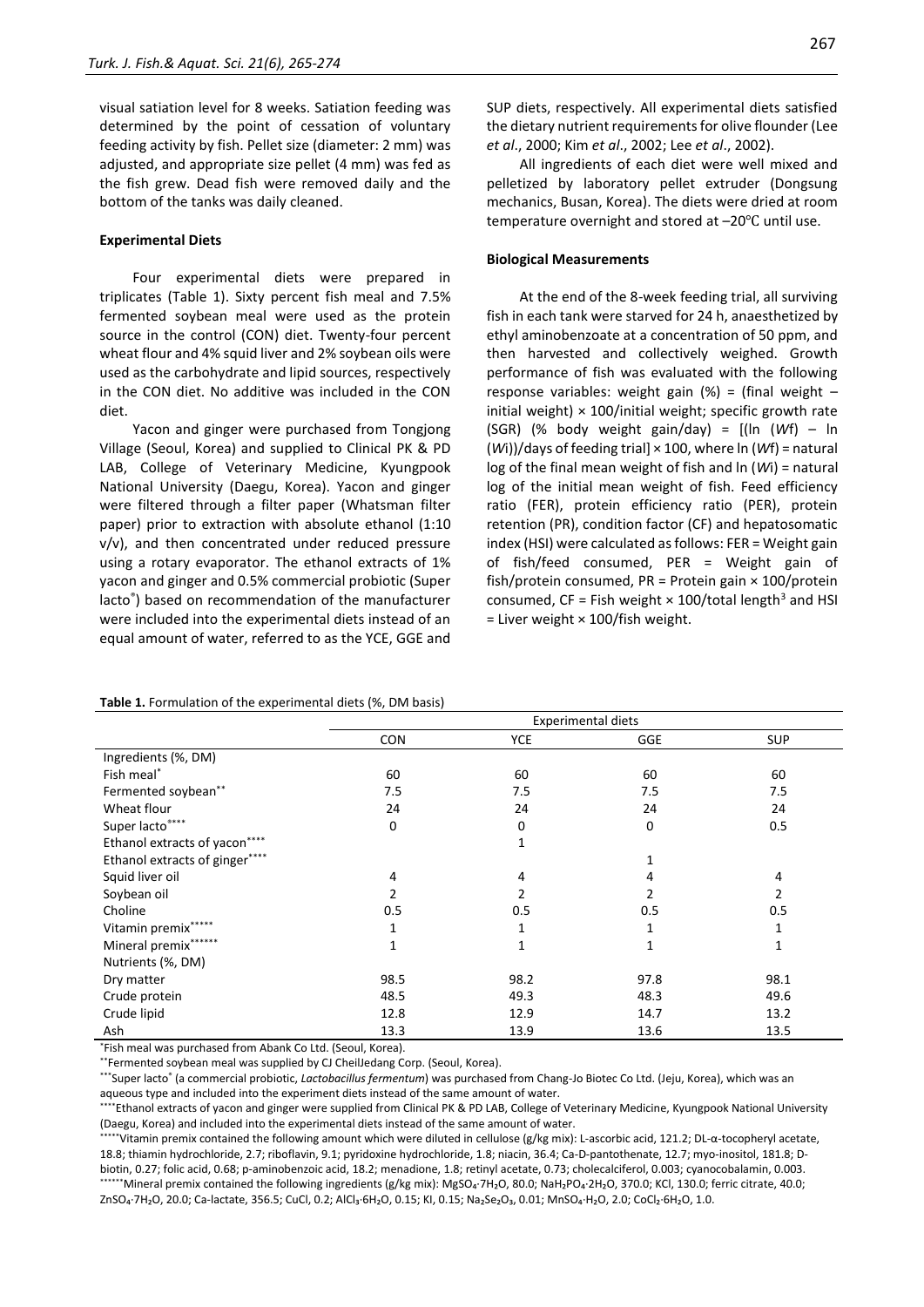visual satiation level for 8 weeks. Satiation feeding was determined by the point of cessation of voluntary feeding activity by fish. Pellet size (diameter: 2 mm) was adjusted, and appropriate size pellet (4 mm) was fed as the fish grew. Dead fish were removed daily and the bottom of the tanks was daily cleaned.

### Experimental Diets

Four experimental diets were prepared in triplicates (Table 1). Sixty percent fish meal and 7.5% fermented soybean meal were used as the protein source in the control (CON) diet. Twenty-four percent wheat flour and 4% squid liver and 2% soybean oils were used as the carbohydrate and lipid sources, respectively in the CON diet. No additive was included in the CON diet.

Yacon and ginger were purchased from Tongjong Village (Seoul, Korea) and supplied to Clinical PK & PD LAB, College of Veterinary Medicine, Kyungpook National University (Daegu, Korea). Yacon and ginger were filtered through a filter paper (Whatsman filter paper) prior to extraction with absolute ethanol (1:10 v/v), and then concentrated under reduced pressure using a rotary evaporator. The ethanol extracts of 1% yacon and ginger and 0.5% commercial probiotic (Super lacto®) based on recommendation of the manufacturer were included into the experimental diets instead of an equal amount of water, referred to as the YCE, GGE and SUP diets, respectively. All experimental diets satisfied the dietary nutrient requirements for olive flounder (Lee *et al*., 2000; Kim *et al*., 2002; Lee *et al*., 2002).

All ingredients of each diet were well mixed and pelletized by laboratory pellet extruder (Dongsung mechanics, Busan, Korea). The diets were dried at room temperature overnight and stored at –20℃ until use.

### Biological Measurements

At the end of the 8-week feeding trial, all surviving fish in each tank were starved for 24 h, anaesthetized by ethyl aminobenzoate at a concentration of 50 ppm, and then harvested and collectively weighed. Growth performance of fish was evaluated with the following response variables: weight gain (%) = (final weight – initial weight) × 100/initial weight; specific growth rate (SGR) (% body weight gain/day) = [(ln ($Wf$) – ln ($Wi$))/days of feeding trial] × 100, where ln ($Wf$) = natural log of the final mean weight of fish and ln ($Wi$) = natural log of the initial mean weight of fish. Feed efficiency ratio (FER), protein efficiency ratio (PER), protein retention (PR), condition factor (CF) and hepatosomatic index (HSI) were calculated as follows: FER = Weight gain of fish/feed consumed, PER = Weight gain of fish/protein consumed, PR = Protein gain × 100/protein consumed, CF = Fish weight × 100/total length$^3$ and HSI = Liver weight × 100/fish weight.

**Table 1.** Formulation of the experimental diets (%, DM basis)

| | Experimental diets | | | |
|---|---|---|---|---|
| | CON | YCE | GGE | SUP |
| Ingredients (%, DM) | | | | |
| Fish meal* | 60 | 60 | 60 | 60 |
| Fermented soybean** | 7.5 | 7.5 | 7.5 | 7.5 |
| Wheat flour | 24 | 24 | 24 | 24 |
| Super lacto*** | 0 | 0 | 0 | 0.5 |
| Ethanol extracts of yacon**** | | 1 | | |
| Ethanol extracts of ginger**** | | | 1 | |
| Squid liver oil | 4 | 4 | 4 | 4 |
| Soybean oil | 2 | 2 | 2 | 2 |
| Choline | 0.5 | 0.5 | 0.5 | 0.5 |
| Vitamin premix***** | 1 | 1 | 1 | 1 |
| Mineral premix****** | 1 | 1 | 1 | 1 |
| Nutrients (%, DM) | | | | |
| Dry matter | 98.5 | 98.2 | 97.8 | 98.1 |
| Crude protein | 48.5 | 49.3 | 48.3 | 49.6 |
| Crude lipid | 12.8 | 12.9 | 14.7 | 13.2 |
| Ash | 13.3 | 13.9 | 13.6 | 13.5 |

*Fish meal was purchased from Abank Co Ltd. (Seoul, Korea).

**Fermented soybean meal was supplied by CJ CheilJedang Corp. (Seoul, Korea).

***Super lacto® (a commercial probiotic, *Lactobacillus fermentum*) was purchased from Chang-Jo Biotec Co Ltd. (Jeju, Korea), which was an aqueous type and included into the experiment diets instead of the same amount of water.

****Ethanol extracts of yacon and ginger were supplied from Clinical PK & PD LAB, College of Veterinary Medicine, Kyungpook National University (Daegu, Korea) and included into the experimental diets instead of the same amount of water.

*****Vitamin premix contained the following amount which were diluted in cellulose (g/kg mix): L-ascorbic acid, 121.2; DL-α-tocopheryl acetate, 18.8; thiamin hydrochloride, 2.7; riboflavin, 9.1; pyridoxine hydrochloride, 1.8; niacin, 36.4; Ca-D-pantothenate, 12.7; myo-inositol, 181.8; D-biotin, 0.27; folic acid, 0.68; p-aminobenzoic acid, 18.2; menadione, 1.8; retinyl acetate, 0.73; cholecalciferol, 0.003; cyanocobalamin, 0.003.

******Mineral premix contained the following ingredients (g/kg mix): $MgSO_4 \cdot 7H_2O$, 80.0; $NaH_2PO_4 \cdot 2H_2O$, 370.0; KCl, 130.0; ferric citrate, 40.0; $ZnSO_4 \cdot 7H_2O$, 20.0; Ca-lactate, 356.5; $CuCl$, 0.2; $AlCl_3 \cdot 6H_2O$, 0.15; KI, 0.15; $Na_2Se_2O_3$, 0.01; $MnSO_4 \cdot H_2O$, 2.0; $CoCl_2 \cdot 6H_2O$, 1.0.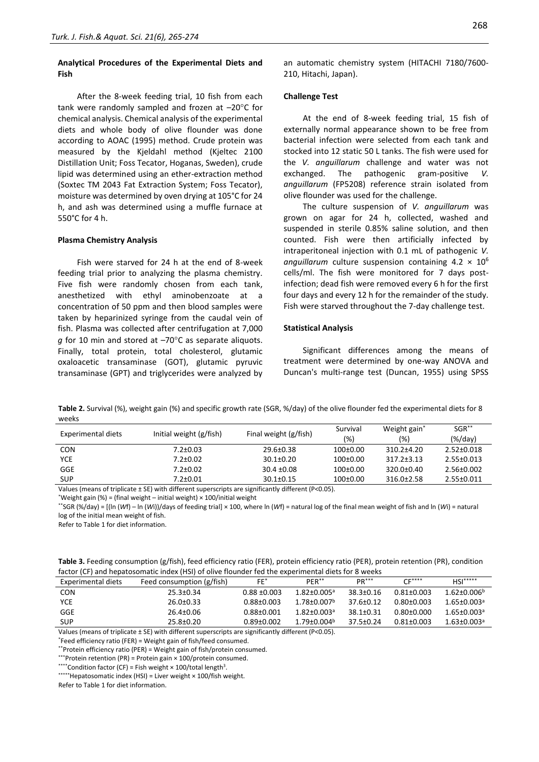### Analytical Procedures of the Experimental Diets and Fish

After the 8-week feeding trial, 10 fish from each tank were randomly sampled and frozen at –20°C for chemical analysis. Chemical analysis of the experimental diets and whole body of olive flounder was done according to AOAC (1995) method. Crude protein was measured by the Kjeldahl method (Kjeltec 2100 Distillation Unit; Foss Tecator, Hoganas, Sweden), crude lipid was determined using an ether-extraction method (Soxtec TM 2043 Fat Extraction System; Foss Tecator), moisture was determined by oven drying at 105°C for 24 h, and ash was determined using a muffle furnace at 550°C for 4 h.

### Plasma Chemistry Analysis

Fish were starved for 24 h at the end of 8-week feeding trial prior to analyzing the plasma chemistry. Five fish were randomly chosen from each tank, anesthetized with ethyl aminobenzoate at a concentration of 50 ppm and then blood samples were taken by heparinized syringe from the caudal vein of fish. Plasma was collected after centrifugation at 7,000 *g* for 10 min and stored at –70°C as separate aliquots. Finally, total protein, total cholesterol, glutamic oxaloacetic transaminase (GOT), glutamic pyruvic transaminase (GPT) and triglycerides were analyzed by an automatic chemistry system (HITACHI 7180/7600-210, Hitachi, Japan).

### Challenge Test

At the end of 8-week feeding trial, 15 fish of externally normal appearance shown to be free from bacterial infection were selected from each tank and stocked into 12 static 50 L tanks. The fish were used for the *V. anguillarum* challenge and water was not exchanged. The pathogenic gram-positive *V. anguillarum* (FP5208) reference strain isolated from olive flounder was used for the challenge.

The culture suspension of *V. anguillarum* was grown on agar for 24 h, collected, washed and suspended in sterile 0.85% saline solution, and then counted. Fish were then artificially infected by intraperitoneal injection with 0.1 mL of pathogenic *V. anguillarum* culture suspension containing $4.2 \times 10^6$ cells/ml. The fish were monitored for 7 days post-infection; dead fish were removed every 6 h for the first four days and every 12 h for the remainder of the study. Fish were starved throughout the 7-day challenge test.

### Statistical Analysis

Significant differences among the means of treatment were determined by one-way ANOVA and Duncan's multi-range test (Duncan, 1955) using SPSS

**Table 2.** Survival (%), weight gain (%) and specific growth rate (SGR, %/day) of the olive flounder fed the experimental diets for 8 weeks

| Experimental diets | Initial weight (g/fish) | Final weight (g/fish) | Survival (%) | Weight gain* (%) | SGR** (%/day) |
|---|---|---|---|---|---|
| CON | 7.2±0.03 | 29.6±0.38 | 100±0.00 | 310.2±4.20 | 2.52±0.018 |
| YCE | 7.2±0.02 | 30.1±0.20 | 100±0.00 | 317.2±3.13 | 2.55±0.013 |
| GGE | 7.2±0.02 | 30.4 ±0.08 | 100±0.00 | 320.0±0.40 | 2.56±0.002 |
| SUP | 7.2±0.01 | 30.1±0.15 | 100±0.00 | 316.0±2.58 | 2.55±0.011 |

Values (means of triplicate ± SE) with different superscripts are significantly different (P<0.05).

*Weight gain (%) = (final weight – initial weight) × 100/initial weight

**SGR (%/day) = [(ln (*W*f) – ln (*W*i))/days of feeding trial] × 100, where ln (*W*f) = natural log of the final mean weight of fish and ln (*W*i) = natural log of the initial mean weight of fish.

Refer to Table 1 for diet information.

**Table 3.** Feeding consumption (g/fish), feed efficiency ratio (FER), protein efficiency ratio (PER), protein retention (PR), condition factor (CF) and hepatosomatic index (HSI) of olive flounder fed the experimental diets for 8 weeks

| Experimental diets | Feed consumption (g/fish) | FE* | PER** | PR*** | CF**** | HSI***** |
|---|---|---|---|---|---|---|
| CON | 25.3±0.34 | 0.88 ±0.003 | 1.82±0.005[a] | 38.3±0.16 | 0.81±0.003 | 1.62±0.006[b] |
| YCE | 26.0±0.33 | 0.88±0.003 | 1.78±0.007[b] | 37.6±0.12 | 0.80±0.003 | 1.65±0.003[a] |
| GGE | 26.4±0.06 | 0.88±0.001 | 1.82±0.003[a] | 38.1±0.31 | 0.80±0.000 | 1.65±0.003[a] |
| SUP | 25.8±0.20 | 0.89±0.002 | 1.79±0.004[b] | 37.5±0.24 | 0.81±0.003 | 1.63±0.003[a] |

Values (means of triplicate ± SE) with different superscripts are significantly different (P<0.05).

*Feed efficiency ratio (FER) = Weight gain of fish/feed consumed.

**Protein efficiency ratio (PER) = Weight gain of fish/protein consumed.

***Protein retention (PR) = Protein gain × 100/protein consumed.

****Condition factor (CF) = Fish weight × 100/total length$^3$.

*****Hepatosomatic index (HSI) = Liver weight × 100/fish weight.

Refer to Table 1 for diet information.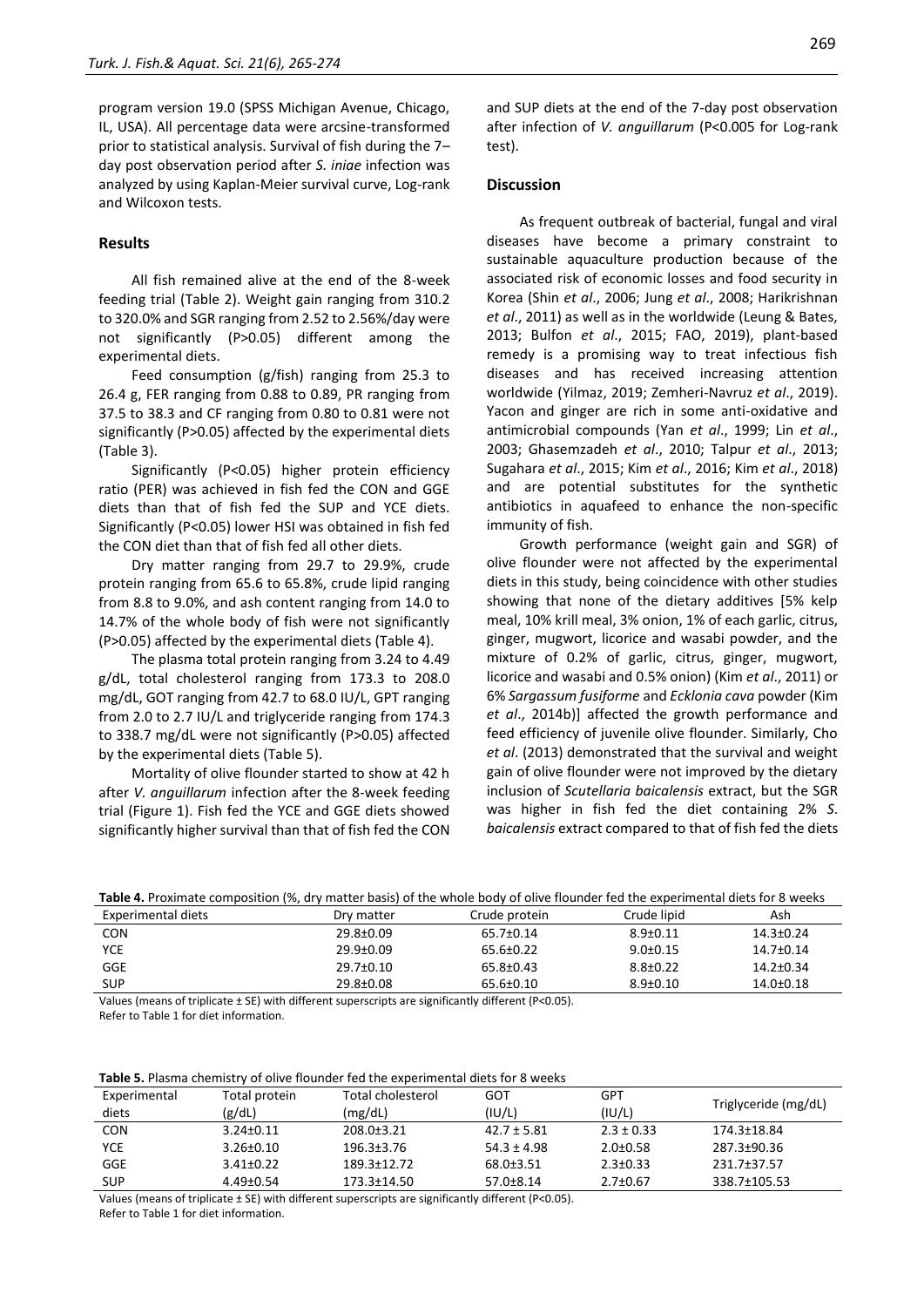program version 19.0 (SPSS Michigan Avenue, Chicago, IL, USA). All percentage data were arcsine-transformed prior to statistical analysis. Survival of fish during the 7–day post observation period after *S. iniae* infection was analyzed by using Kaplan-Meier survival curve, Log-rank and Wilcoxon tests.

## Results

All fish remained alive at the end of the 8-week feeding trial (Table 2). Weight gain ranging from 310.2 to 320.0% and SGR ranging from 2.52 to 2.56%/day were not significantly (P>0.05) different among the experimental diets.

Feed consumption (g/fish) ranging from 25.3 to 26.4 g, FER ranging from 0.88 to 0.89, PR ranging from 37.5 to 38.3 and CF ranging from 0.80 to 0.81 were not significantly (P>0.05) affected by the experimental diets (Table 3).

Significantly (P<0.05) higher protein efficiency ratio (PER) was achieved in fish fed the CON and GGE diets than that of fish fed the SUP and YCE diets. Significantly (P<0.05) lower HSI was obtained in fish fed the CON diet than that of fish fed all other diets.

Dry matter ranging from 29.7 to 29.9%, crude protein ranging from 65.6 to 65.8%, crude lipid ranging from 8.8 to 9.0%, and ash content ranging from 14.0 to 14.7% of the whole body of fish were not significantly (P>0.05) affected by the experimental diets (Table 4).

The plasma total protein ranging from 3.24 to 4.49 g/dL, total cholesterol ranging from 173.3 to 208.0 mg/dL, GOT ranging from 42.7 to 68.0 IU/L, GPT ranging from 2.0 to 2.7 IU/L and triglyceride ranging from 174.3 to 338.7 mg/dL were not significantly (P>0.05) affected by the experimental diets (Table 5).

Mortality of olive flounder started to show at 42 h after *V. anguillarum* infection after the 8-week feeding trial (Figure 1). Fish fed the YCE and GGE diets showed significantly higher survival than that of fish fed the CON and SUP diets at the end of the 7-day post observation after infection of *V. anguillarum* (P<0.005 for Log-rank test).

## Discussion

As frequent outbreak of bacterial, fungal and viral diseases have become a primary constraint to sustainable aquaculture production because of the associated risk of economic losses and food security in Korea (Shin *et al*., 2006; Jung *et al*., 2008; Harikrishnan *et al*., 2011) as well as in the worldwide (Leung & Bates, 2013; Bulfon *et al*., 2015; FAO, 2019), plant-based remedy is a promising way to treat infectious fish diseases and has received increasing attention worldwide (Yilmaz, 2019; Zemheri-Navruz *et al*., 2019). Yacon and ginger are rich in some anti-oxidative and antimicrobial compounds (Yan *et al*., 1999; Lin *et al*., 2003; Ghasemzadeh *et al*., 2010; Talpur *et al*., 2013; Sugahara *et al*., 2015; Kim *et al*., 2016; Kim *et al*., 2018) and are potential substitutes for the synthetic antibiotics in aquafeed to enhance the non-specific immunity of fish.

Growth performance (weight gain and SGR) of olive flounder were not affected by the experimental diets in this study, being coincidence with other studies showing that none of the dietary additives [5% kelp meal, 10% krill meal, 3% onion, 1% of each garlic, citrus, ginger, mugwort, licorice and wasabi powder, and the mixture of 0.2% of garlic, citrus, ginger, mugwort, licorice and wasabi and 0.5% onion) (Kim *et al*., 2011) or 6% *Sargassum fusiforme* and *Ecklonia cava* powder (Kim *et al*., 2014b)] affected the growth performance and feed efficiency of juvenile olive flounder. Similarly, Cho *et al*. (2013) demonstrated that the survival and weight gain of olive flounder were not improved by the dietary inclusion of *Scutellaria baicalensis* extract, but the SGR was higher in fish fed the diet containing 2% *S. baicalensis* extract compared to that of fish fed the diets

**Table 4.** Proximate composition (%, dry matter basis) of the whole body of olive flounder fed the experimental diets for 8 weeks

| Experimental diets | Dry matter | Crude protein | Crude lipid | Ash |
|---|---|---|---|---|
| CON | 29.8±0.09 | 65.7±0.14 | 8.9±0.11 | 14.3±0.24 |
| YCE | 29.9±0.09 | 65.6±0.22 | 9.0±0.15 | 14.7±0.14 |
| GGE | 29.7±0.10 | 65.8±0.43 | 8.8±0.22 | 14.2±0.34 |
| SUP | 29.8±0.08 | 65.6±0.10 | 8.9±0.10 | 14.0±0.18 |

Values (means of triplicate ± SE) with different superscripts are significantly different (P<0.05).
Refer to Table 1 for diet information.

**Table 5.** Plasma chemistry of olive flounder fed the experimental diets for 8 weeks

| Experimental diets | Total protein (g/dL) | Total cholesterol (mg/dL) | GOT (IU/L) | GPT (IU/L) | Triglyceride (mg/dL) |
|---|---|---|---|---|---|
| CON | 3.24±0.11 | 208.0±3.21 | 42.7 ± 5.81 | 2.3 ± 0.33 | 174.3±18.84 |
| YCE | 3.26±0.10 | 196.3±3.76 | 54.3 ± 4.98 | 2.0±0.58 | 287.3±90.36 |
| GGE | 3.41±0.22 | 189.3±12.72 | 68.0±3.51 | 2.3±0.33 | 231.7±37.57 |
| SUP | 4.49±0.54 | 173.3±14.50 | 57.0±8.14 | 2.7±0.67 | 338.7±105.53 |

Values (means of triplicate ± SE) with different superscripts are significantly different (P<0.05).
Refer to Table 1 for diet information.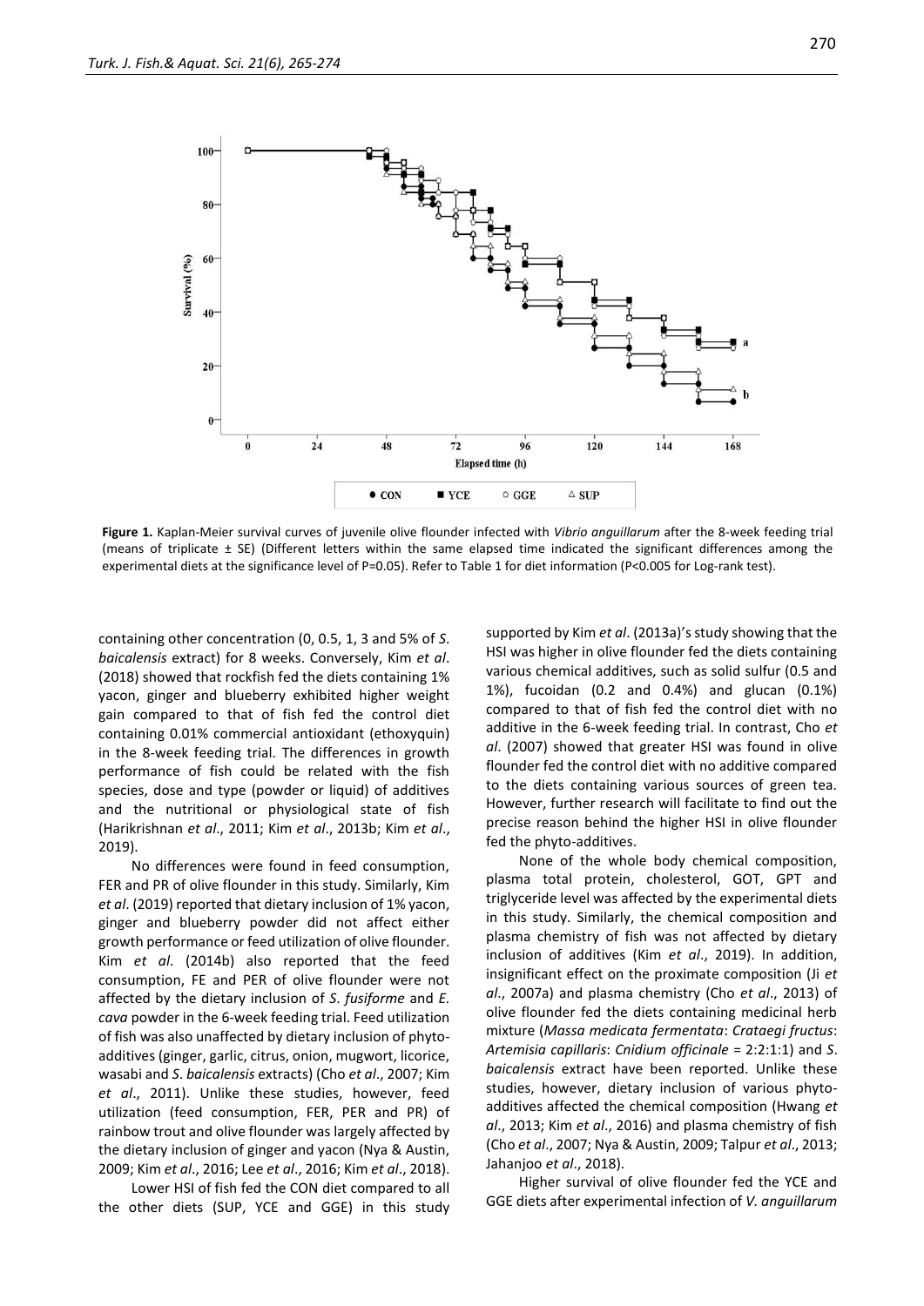**Figure 1.** Kaplan-Meier survival curves of juvenile olive flounder infected with *Vibrio anguillarum* after the 8-week feeding trial (means of triplicate ± SE) (Different letters within the same elapsed time indicated the significant differences among the experimental diets at the significance level of P=0.05). Refer to Table 1 for diet information (P<0.005 for Log-rank test).

containing other concentration (0, 0.5, 1, 3 and 5% of *S. baicalensis* extract) for 8 weeks. Conversely, Kim *et al*. (2018) showed that rockfish fed the diets containing 1% yacon, ginger and blueberry exhibited higher weight gain compared to that of fish fed the control diet containing 0.01% commercial antioxidant (ethoxyquin) in the 8-week feeding trial. The differences in growth performance of fish could be related with the fish species, dose and type (powder or liquid) of additives and the nutritional or physiological state of fish (Harikrishnan *et al*., 2011; Kim *et al*., 2013b; Kim *et al*., 2019).

No differences were found in feed consumption, FER and PR of olive flounder in this study. Similarly, Kim *et al*. (2019) reported that dietary inclusion of 1% yacon, ginger and blueberry powder did not affect either growth performance or feed utilization of olive flounder. Kim *et al*. (2014b) also reported that the feed consumption, FE and PER of olive flounder were not affected by the dietary inclusion of *S. fusiforme* and *E. cava* powder in the 6-week feeding trial. Feed utilization of fish was also unaffected by dietary inclusion of phyto-additives (ginger, garlic, citrus, onion, mugwort, licorice, wasabi and *S. baicalensis* extracts) (Cho *et al*., 2007; Kim *et al*., 2011). Unlike these studies, however, feed utilization (feed consumption, FER, PER and PR) of rainbow trout and olive flounder was largely affected by the dietary inclusion of ginger and yacon (Nya & Austin, 2009; Kim *et al*., 2016; Lee *et al*., 2016; Kim *et al*., 2018).

Lower HSI of fish fed the CON diet compared to all the other diets (SUP, YCE and GGE) in this study supported by Kim *et al*. (2013a)'s study showing that the HSI was higher in olive flounder fed the diets containing various chemical additives, such as solid sulfur (0.5 and 1%), fucoidan (0.2 and 0.4%) and glucan (0.1%) compared to that of fish fed the control diet with no additive in the 6-week feeding trial. In contrast, Cho *et al*. (2007) showed that greater HSI was found in olive flounder fed the control diet with no additive compared to the diets containing various sources of green tea. However, further research will facilitate to find out the precise reason behind the higher HSI in olive flounder fed the phyto-additives.

None of the whole body chemical composition, plasma total protein, cholesterol, GOT, GPT and triglyceride level was affected by the experimental diets in this study. Similarly, the chemical composition and plasma chemistry of fish was not affected by dietary inclusion of additives (Kim *et al*., 2019). In addition, insignificant effect on the proximate composition (Ji *et al*., 2007a) and plasma chemistry (Cho *et al*., 2013) of olive flounder fed the diets containing medicinal herb mixture (*Massa medicata fermentata*: *Crataegi fructus*: *Artemisia capillaris*: *Cnidium officinale* = 2:2:1:1) and *S. baicalensis* extract have been reported. Unlike these studies, however, dietary inclusion of various phyto-additives affected the chemical composition (Hwang *et al*., 2013; Kim *et al*., 2016) and plasma chemistry of fish (Cho *et al*., 2007; Nya & Austin, 2009; Talpur *et al*., 2013; Jahanjoo *et al*., 2018).

Higher survival of olive flounder fed the YCE and GGE diets after experimental infection of *V. anguillarum*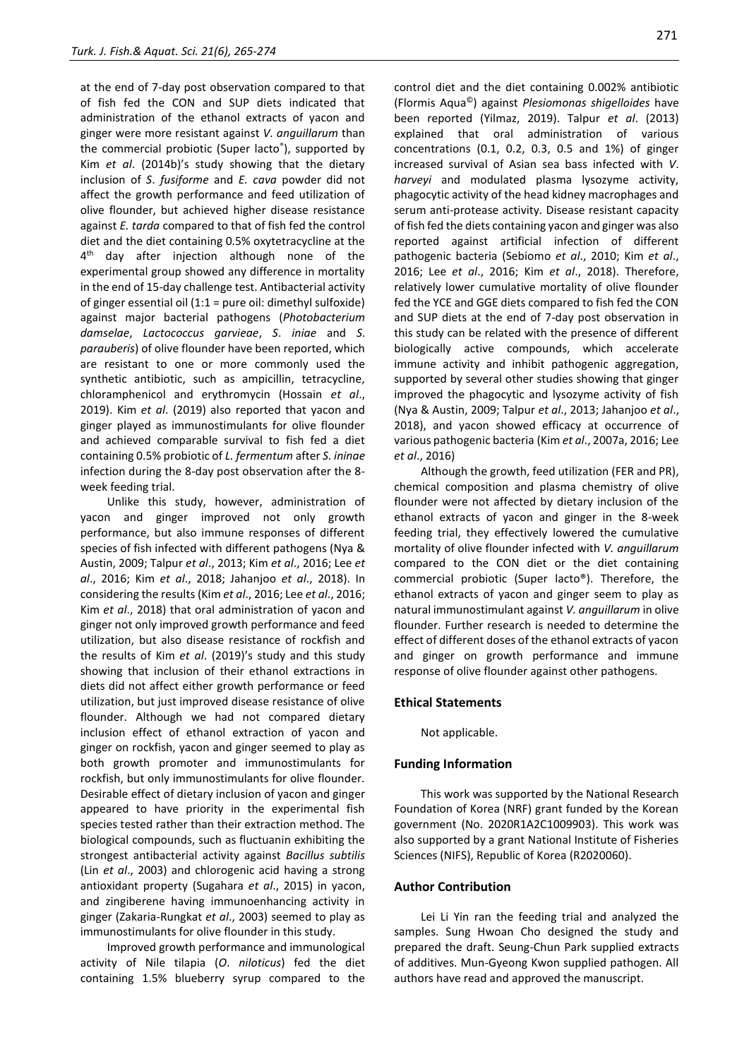at the end of 7-day post observation compared to that of fish fed the CON and SUP diets indicated that administration of the ethanol extracts of yacon and ginger were more resistant against *V. anguillarum* than the commercial probiotic (Super lacto®), supported by Kim *et al*. (2014b)'s study showing that the dietary inclusion of *S*. *fusiforme* and *E. cava* powder did not affect the growth performance and feed utilization of olive flounder, but achieved higher disease resistance against *E. tarda* compared to that of fish fed the control diet and the diet containing 0.5% oxytetracycline at the 4th day after injection although none of the experimental group showed any difference in mortality in the end of 15-day challenge test. Antibacterial activity of ginger essential oil (1:1 = pure oil: dimethyl sulfoxide) against major bacterial pathogens (*Photobacterium damselae*, *Lactococcus garvieae*, *S*. *iniae* and *S*. *parauberis*) of olive flounder have been reported, which are resistant to one or more commonly used the synthetic antibiotic, such as ampicillin, tetracycline, chloramphenicol and erythromycin (Hossain *et al*., 2019). Kim *et al*. (2019) also reported that yacon and ginger played as immunostimulants for olive flounder and achieved comparable survival to fish fed a diet containing 0.5% probiotic of *L. fermentum* after *S. ininae* infection during the 8-day post observation after the 8-week feeding trial.

Unlike this study, however, administration of yacon and ginger improved not only growth performance, but also immune responses of different species of fish infected with different pathogens (Nya & Austin, 2009; Talpur *et al*., 2013; Kim *et al*., 2016; Lee *et al*., 2016; Kim *et al*., 2018; Jahanjoo *et al*., 2018). In considering the results (Kim *et al*., 2016; Lee *et al*., 2016; Kim *et al*., 2018) that oral administration of yacon and ginger not only improved growth performance and feed utilization, but also disease resistance of rockfish and the results of Kim *et al*. (2019)'s study and this study showing that inclusion of their ethanol extractions in diets did not affect either growth performance or feed utilization, but just improved disease resistance of olive flounder. Although we had not compared dietary inclusion effect of ethanol extraction of yacon and ginger on rockfish, yacon and ginger seemed to play as both growth promoter and immunostimulants for rockfish, but only immunostimulants for olive flounder. Desirable effect of dietary inclusion of yacon and ginger appeared to have priority in the experimental fish species tested rather than their extraction method. The biological compounds, such as fluctuanin exhibiting the strongest antibacterial activity against *Bacillus subtilis* (Lin *et al*., 2003) and chlorogenic acid having a strong antioxidant property (Sugahara *et al*., 2015) in yacon, and zingiberene having immunoenhancing activity in ginger (Zakaria-Rungkat *et al*., 2003) seemed to play as immunostimulants for olive flounder in this study.

Improved growth performance and immunological activity of Nile tilapia (*O*. *niloticus*) fed the diet containing 1.5% blueberry syrup compared to the control diet and the diet containing 0.002% antibiotic (Flormis Aqua©) against *Plesiomonas shigelloides* have been reported (Yilmaz, 2019). Talpur *et al*. (2013) explained that oral administration of various concentrations (0.1, 0.2, 0.3, 0.5 and 1%) of ginger increased survival of Asian sea bass infected with *V*. *harveyi* and modulated plasma lysozyme activity, phagocytic activity of the head kidney macrophages and serum anti-protease activity. Disease resistant capacity of fish fed the diets containing yacon and ginger was also reported against artificial infection of different pathogenic bacteria (Sebiomo *et al*., 2010; Kim *et al*., 2016; Lee *et al*., 2016; Kim *et al*., 2018). Therefore, relatively lower cumulative mortality of olive flounder fed the YCE and GGE diets compared to fish fed the CON and SUP diets at the end of 7-day post observation in this study can be related with the presence of different biologically active compounds, which accelerate immune activity and inhibit pathogenic aggregation, supported by several other studies showing that ginger improved the phagocytic and lysozyme activity of fish (Nya & Austin, 2009; Talpur *et al*., 2013; Jahanjoo *et al*., 2018), and yacon showed efficacy at occurrence of various pathogenic bacteria (Kim *et al*., 2007a, 2016; Lee *et al*., 2016)

Although the growth, feed utilization (FER and PR), chemical composition and plasma chemistry of olive flounder were not affected by dietary inclusion of the ethanol extracts of yacon and ginger in the 8-week feeding trial, they effectively lowered the cumulative mortality of olive flounder infected with *V. anguillarum* compared to the CON diet or the diet containing commercial probiotic (Super lacto®). Therefore, the ethanol extracts of yacon and ginger seem to play as natural immunostimulant against *V. anguillarum* in olive flounder. Further research is needed to determine the effect of different doses of the ethanol extracts of yacon and ginger on growth performance and immune response of olive flounder against other pathogens.

## Ethical Statements

Not applicable.

## Funding Information

This work was supported by the National Research Foundation of Korea (NRF) grant funded by the Korean government (No. 2020R1A2C1009903). This work was also supported by a grant National Institute of Fisheries Sciences (NIFS), Republic of Korea (R2020060).

## Author Contribution

Lei Li Yin ran the feeding trial and analyzed the samples. Sung Hwoan Cho designed the study and prepared the draft. Seung-Chun Park supplied extracts of additives. Mun-Gyeong Kwon supplied pathogen. All authors have read and approved the manuscript.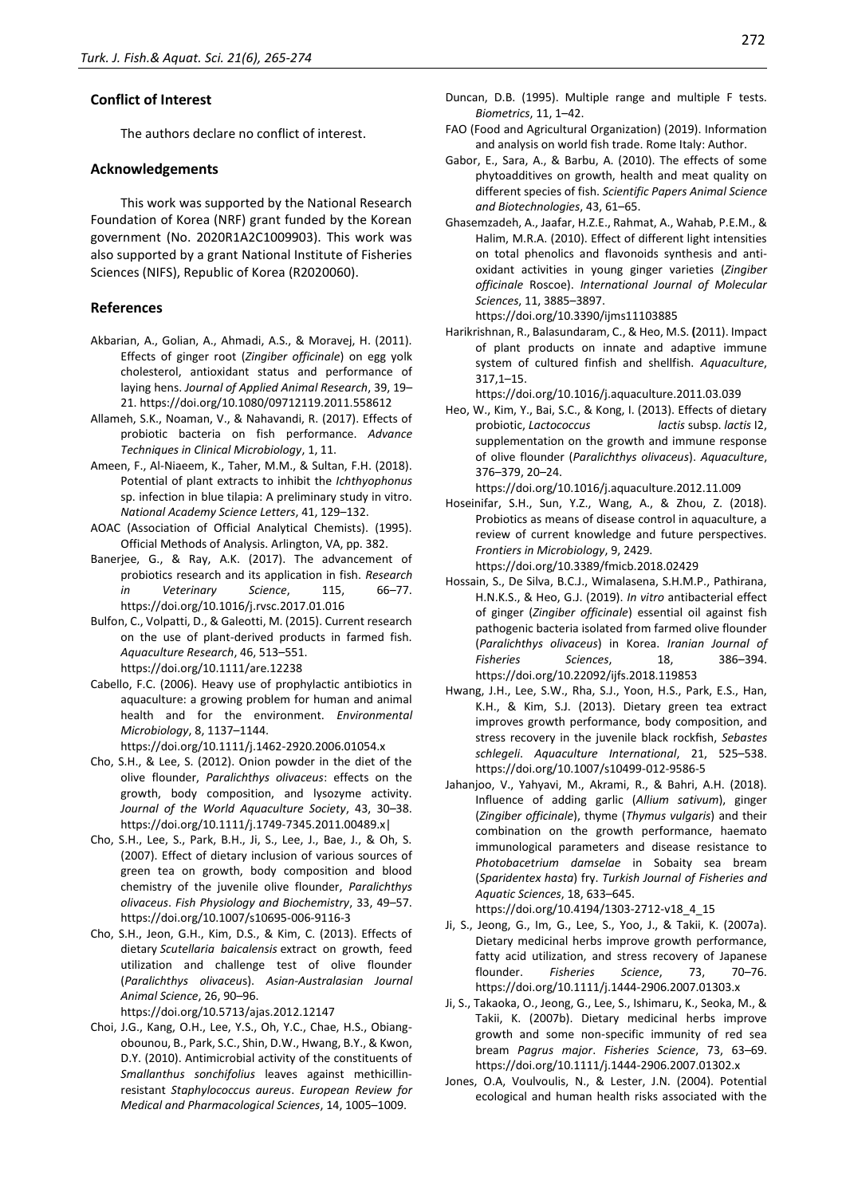## Conflict of Interest

The authors declare no conflict of interest.

## Acknowledgements

This work was supported by the National Research Foundation of Korea (NRF) grant funded by the Korean government (No. 2020R1A2C1009903). This work was also supported by a grant National Institute of Fisheries Sciences (NIFS), Republic of Korea (R2020060).

## References

Akbarian, A., Golian, A., Ahmadi, A.S., & Moravej, H. (2011). Effects of ginger root (*Zingiber officinale*) on egg yolk cholesterol, antioxidant status and performance of laying hens. *Journal of Applied Animal Research*, 39, 19–21. https://doi.org/10.1080/09712119.2011.558612

Allameh, S.K., Noaman, V., & Nahavandi, R. (2017). Effects of probiotic bacteria on fish performance. *Advance Techniques in Clinical Microbiology*, 1, 11.

Ameen, F., Al-Niaeem, K., Taher, M.M., & Sultan, F.H. (2018). Potential of plant extracts to inhibit the *Ichthyophonus* sp. infection in blue tilapia: A preliminary study in vitro. *National Academy Science Letters*, 41, 129–132.

AOAC (Association of Official Analytical Chemists). (1995). Official Methods of Analysis. Arlington, VA, pp. 382.

Banerjee, G., & Ray, A.K. (2017). The advancement of probiotics research and its application in fish. *Research in Veterinary Science*, 115, 66–77. https://doi.org/10.1016/j.rvsc.2017.01.016

Bulfon, C., Volpatti, D., & Galeotti, M. (2015). Current research on the use of plant-derived products in farmed fish. *Aquaculture Research*, 46, 513–551. https://doi.org/10.1111/are.12238

Cabello, F.C. (2006). Heavy use of prophylactic antibiotics in aquaculture: a growing problem for human and animal health and for the environment. *Environmental Microbiology*, 8, 1137–1144. https://doi.org/10.1111/j.1462-2920.2006.01054.x

Cho, S.H., & Lee, S. (2012). Onion powder in the diet of the olive flounder, *Paralichthys olivaceus*: effects on the growth, body composition, and lysozyme activity. *Journal of the World Aquaculture Society*, 43, 30–38. https://doi.org/10.1111/j.1749-7345.2011.00489.x|

Cho, S.H., Lee, S., Park, B.H., Ji, S., Lee, J., Bae, J., & Oh, S. (2007). Effect of dietary inclusion of various sources of green tea on growth, body composition and blood chemistry of the juvenile olive flounder, *Paralichthys olivaceus*. *Fish Physiology and Biochemistry*, 33, 49–57. https://doi.org/10.1007/s10695-006-9116-3

Cho, S.H., Jeon, G.H., Kim, D.S., & Kim, C. (2013). Effects of dietary *Scutellaria baicalensis* extract on growth, feed utilization and challenge test of olive flounder (*Paralichthys olivaceus*). *Asian-Australasian Journal Animal Science*, 26, 90–96. https://doi.org/10.5713/ajas.2012.12147

Choi, J.G., Kang, O.H., Lee, Y.S., Oh, Y.C., Chae, H.S., Obiang-obounou, B., Park, S.C., Shin, D.W., Hwang, B.Y., & Kwon, D.Y. (2010). Antimicrobial activity of the constituents of *Smallanthus sonchifolius* leaves against methicillin-resistant *Staphylococcus aureus*. *European Review for Medical and Pharmacological Sciences*, 14, 1005–1009.

Duncan, D.B. (1995). Multiple range and multiple F tests. *Biometrics*, 11, 1–42.

FAO (Food and Agricultural Organization) (2019). Information and analysis on world fish trade. Rome Italy: Author.

Gabor, E., Sara, A., & Barbu, A. (2010). The effects of some phytoadditives on growth, health and meat quality on different species of fish. *Scientific Papers Animal Science and Biotechnologies*, 43, 61–65.

Ghasemzadeh, A., Jaafar, H.Z.E., Rahmat, A., Wahab, P.E.M., & Halim, M.R.A. (2010). Effect of different light intensities on total phenolics and flavonoids synthesis and anti-oxidant activities in young ginger varieties (*Zingiber officinale* Roscoe). *International Journal of Molecular Sciences*, 11, 3885–3897. https://doi.org/10.3390/ijms11103885

Harikrishnan, R., Balasundaram, C., & Heo, M.S. (2011). Impact of plant products on innate and adaptive immune system of cultured finfish and shellfish. *Aquaculture*, 317,1–15. https://doi.org/10.1016/j.aquaculture.2011.03.039

Heo, W., Kim, Y., Bai, S.C., & Kong, I. (2013). Effects of dietary probiotic, *Lactococcus lactis* subsp. *lactis* I2, supplementation on the growth and immune response of olive flounder (*Paralichthys olivaceus*). *Aquaculture*, 376–379, 20–24. https://doi.org/10.1016/j.aquaculture.2012.11.009

Hoseinifar, S.H., Sun, Y.Z., Wang, A., & Zhou, Z. (2018). Probiotics as means of disease control in aquaculture, a review of current knowledge and future perspectives. *Frontiers in Microbiology*, 9, 2429. https://doi.org/10.3389/fmicb.2018.02429

Hossain, S., De Silva, B.C.J., Wimalasena, S.H.M.P., Pathirana, H.N.K.S., & Heo, G.J. (2019). *In vitro* antibacterial effect of ginger (*Zingiber officinale*) essential oil against fish pathogenic bacteria isolated from farmed olive flounder (*Paralichthys olivaceus*) in Korea. *Iranian Journal of Fisheries Sciences*, 18, 386–394. https://doi.org/10.22092/ijfs.2018.119853

Hwang, J.H., Lee, S.W., Rha, S.J., Yoon, H.S., Park, E.S., Han, K.H., & Kim, S.J. (2013). Dietary green tea extract improves growth performance, body composition, and stress recovery in the juvenile black rockfish, *Sebastes schlegeli*. *Aquaculture International*, 21, 525–538. https://doi.org/10.1007/s10499-012-9586-5

Jahanjoo, V., Yahyavi, M., Akrami, R., & Bahri, A.H. (2018). Influence of adding garlic (*Allium sativum*), ginger (*Zingiber officinale*), thyme (*Thymus vulgaris*) and their combination on the growth performance, haemato immunological parameters and disease resistance to *Photobacetrium damselae* in Sobaity sea bream (*Sparidentex hasta*) fry. *Turkish Journal of Fisheries and Aquatic Sciences*, 18, 633–645. https://doi.org/10.4194/1303-2712-v18_4_15

Ji, S., Jeong, G., Im, G., Lee, S., Yoo, J., & Takii, K. (2007a). Dietary medicinal herbs improve growth performance, fatty acid utilization, and stress recovery of Japanese flounder. *Fisheries Science*, 73, 70–76. https://doi.org/10.1111/j.1444-2906.2007.01303.x

Ji, S., Takaoka, O., Jeong, G., Lee, S., Ishimaru, K., Seoka, M., & Takii, K. (2007b). Dietary medicinal herbs improve growth and some non-specific immunity of red sea bream *Pagrus major*. *Fisheries Science*, 73, 63–69. https://doi.org/10.1111/j.1444-2906.2007.01302.x

Jones, O.A, Voulvoulis, N., & Lester, J.N. (2004). Potential ecological and human health risks associated with the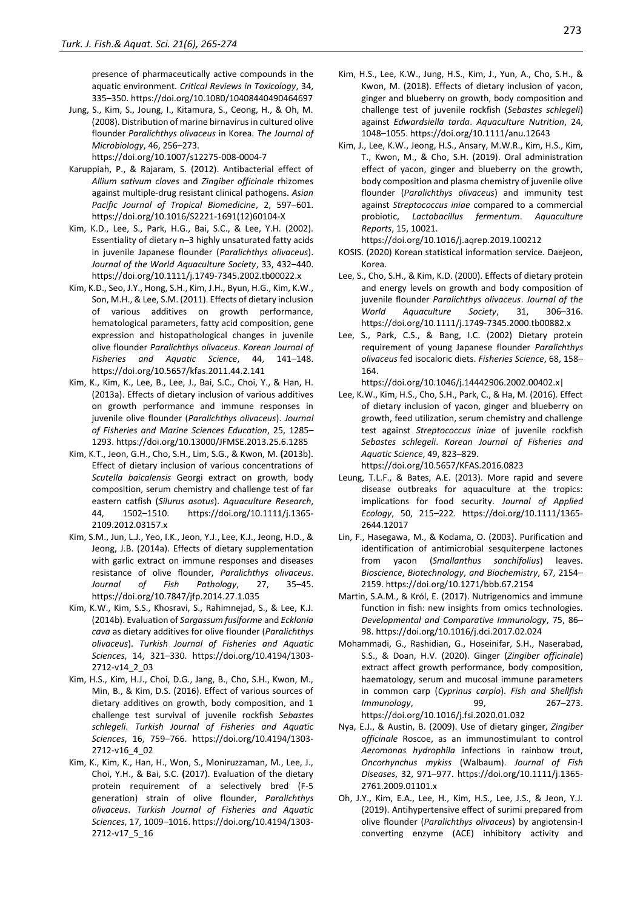presence of pharmaceutically active compounds in the aquatic environment. *Critical Reviews in Toxicology*, 34, 335–350. https://doi.org/10.1080/10408440490464697

Jung, S., Kim, S., Joung, I., Kitamura, S., Ceong, H., & Oh, M. (2008). Distribution of marine birnavirus in cultured olive flounder *Paralichthys olivaceus* in Korea. *The Journal of Microbiology*, 46, 256–273. https://doi.org/10.1007/s12275-008-0004-7

Karuppiah, P., & Rajaram, S. (2012). Antibacterial effect of *Allium sativum cloves* and *Zingiber officinale* rhizomes against multiple-drug resistant clinical pathogens. *Asian Pacific Journal of Tropical Biomedicine*, 2, 597–601. https://doi.org/10.1016/S2221-1691(12)60104-X

Kim, K.D., Lee, S., Park, H.G., Bai, S.C., & Lee, Y.H. (2002). Essentiality of dietary n–3 highly unsaturated fatty acids in juvenile Japanese flounder (*Paralichthys olivaceus*). *Journal of the World Aquaculture Society*, 33, 432–440. https://doi.org/10.1111/j.1749-7345.2002.tb00022.x

Kim, K.D., Seo, J.Y., Hong, S.H., Kim, J.H., Byun, H.G., Kim, K.W., Son, M.H., & Lee, S.M. (2011). Effects of dietary inclusion of various additives on growth performance, hematological parameters, fatty acid composition, gene expression and histopathological changes in juvenile olive flounder *Paralichthys olivaceus*. *Korean Journal of Fisheries and Aquatic Science*, 44, 141–148. https://doi.org/10.5657/kfas.2011.44.2.141

Kim, K., Kim, K., Lee, B., Lee, J., Bai, S.C., Choi, Y., & Han, H. (2013a). Effects of dietary inclusion of various additives on growth performance and immune responses in juvenile olive flounder (*Paralichthys olivaceus*). *Journal of Fisheries and Marine Sciences Education*, 25, 1285–1293. https://doi.org/10.13000/JFMSE.2013.25.6.1285

Kim, K.T., Jeon, G.H., Cho, S.H., Lim, S.G., & Kwon, M. (2013b). Effect of dietary inclusion of various concentrations of *Scutella baicalensis* Georgi extract on growth, body composition, serum chemistry and challenge test of far eastern catfish (*Silurus asotus*). *Aquaculture Research*, 44, 1502–1510. https://doi.org/10.1111/j.1365-2109.2012.03157.x

Kim, S.M., Jun, L.J., Yeo, I.K., Jeon, Y.J., Lee, K.J., Jeong, H.D., & Jeong, J.B. (2014a). Effects of dietary supplementation with garlic extract on immune responses and diseases resistance of olive flounder, *Paralichthys olivaceus*. *Journal of Fish Pathology*, 27, 35–45. https://doi.org/10.7847/jfp.2014.27.1.035

Kim, K.W., Kim, S.S., Khosravi, S., Rahimnejad, S., & Lee, K.J. (2014b). Evaluation of *Sargassum fusiforme* and *Ecklonia cava* as dietary additives for olive flounder (*Paralichthys olivaceus*). *Turkish Journal of Fisheries and Aquatic Sciences*, 14, 321–330. https://doi.org/10.4194/1303-2712-v14_2_03

Kim, H.S., Kim, H.J., Choi, D.G., Jang, B., Cho, S.H., Kwon, M., Min, B., & Kim, D.S. (2016). Effect of various sources of dietary additives on growth, body composition, and 1 challenge test survival of juvenile rockfish *Sebastes schlegeli*. *Turkish Journal of Fisheries and Aquatic Sciences*, 16, 759–766. https://doi.org/10.4194/1303-2712-v16_4_02

Kim, K., Kim, K., Han, H., Won, S., Moniruzzaman, M., Lee, J., Choi, Y.H., & Bai, S.C. (2017). Evaluation of the dietary protein requirement of a selectively bred (F-5 generation) strain of olive flounder, *Paralichthys olivaceus*. *Turkish Journal of Fisheries and Aquatic Sciences*, 17, 1009–1016. https://doi.org/10.4194/1303-2712-v17_5_16

Kim, H.S., Lee, K.W., Jung, H.S., Kim, J., Yun, A., Cho, S.H., & Kwon, M. (2018). Effects of dietary inclusion of yacon, ginger and blueberry on growth, body composition and challenge test of juvenile rockfish (*Sebastes schlegeli*) against *Edwardsiella tarda*. *Aquaculture Nutrition*, 24, 1048–1055. https://doi.org/10.1111/anu.12643

Kim, J., Lee, K.W., Jeong, H.S., Ansary, M.W.R., Kim, H.S., Kim, T., Kwon, M., & Cho, S.H. (2019). Oral administration effect of yacon, ginger and blueberry on the growth, body composition and plasma chemistry of juvenile olive flounder (*Paralichthys olivaceus*) and immunity test against *Streptococcus iniae* compared to a commercial probiotic, *Lactobacillus fermentum*. *Aquaculture Reports*, 15, 10021. https://doi.org/10.1016/j.aqrep.2019.100212

KOSIS. (2020) Korean statistical information service. Daejeon, Korea.

Lee, S., Cho, S.H., & Kim, K.D. (2000). Effects of dietary protein and energy levels on growth and body composition of juvenile flounder *Paralichthys olivaceus*. *Journal of the World Aquaculture Society*, 31, 306–316. https://doi.org/10.1111/j.1749-7345.2000.tb00882.x

Lee, S., Park, C.S., & Bang, I.C. (2002) Dietary protein requirement of young Japanese flounder *Paralichthys olivaceus* fed isocaloric diets. *Fisheries Science*, 68, 158–164. https://doi.org/10.1046/j.14442906.2002.00402.x|

Lee, K.W., Kim, H.S., Cho, S.H., Park, C., & Ha, M. (2016). Effect of dietary inclusion of yacon, ginger and blueberry on growth, feed utilization, serum chemistry and challenge test against *Streptococcus iniae* of juvenile rockfish *Sebastes schlegeli*. *Korean Journal of Fisheries and Aquatic Science*, 49, 823–829. https://doi.org/10.5657/KFAS.2016.0823

Leung, T.L.F., & Bates, A.E. (2013). More rapid and severe disease outbreaks for aquaculture at the tropics: implications for food security. *Journal of Applied Ecology*, 50, 215–222. https://doi.org/10.1111/1365-2644.12017

Lin, F., Hasegawa, M., & Kodama, O. (2003). Purification and identification of antimicrobial sesquiterpene lactones from yacon (*Smallanthus sonchifolius*) leaves. *Bioscience*, *Biotechnology*, *and Biochemistry*, 67, 2154–2159. https://doi.org/10.1271/bbb.67.2154

Martin, S.A.M., & Król, E. (2017). Nutrigenomics and immune function in fish: new insights from omics technologies. *Developmental and Comparative Immunology*, 75, 86–98. https://doi.org/10.1016/j.dci.2017.02.024

Mohammadi, G., Rashidian, G., Hoseinifar, S.H., Naserabad, S.S., & Doan, H.V. (2020). Ginger (*Zingiber officinale*) extract affect growth performance, body composition, haematology, serum and mucosal immune parameters in common carp (*Cyprinus carpio*). *Fish and Shellfish Immunology*, 99, 267–273. https://doi.org/10.1016/j.fsi.2020.01.032

Nya, E.J., & Austin, B. (2009). Use of dietary ginger, *Zingiber officinale* Roscoe, as an immunostimulant to control *Aeromonas hydrophila* infections in rainbow trout, *Oncorhynchus mykiss* (Walbaum). *Journal of Fish Diseases*, 32, 971–977. https://doi.org/10.1111/j.1365-2761.2009.01101.x

Oh, J.Y., Kim, E.A., Lee, H., Kim, H.S., Lee, J.S., & Jeon, Y.J. (2019). Antihypertensive effect of surimi prepared from olive flounder (*Paralichthys olivaceus*) by angiotensin-I converting enzyme (ACE) inhibitory activity and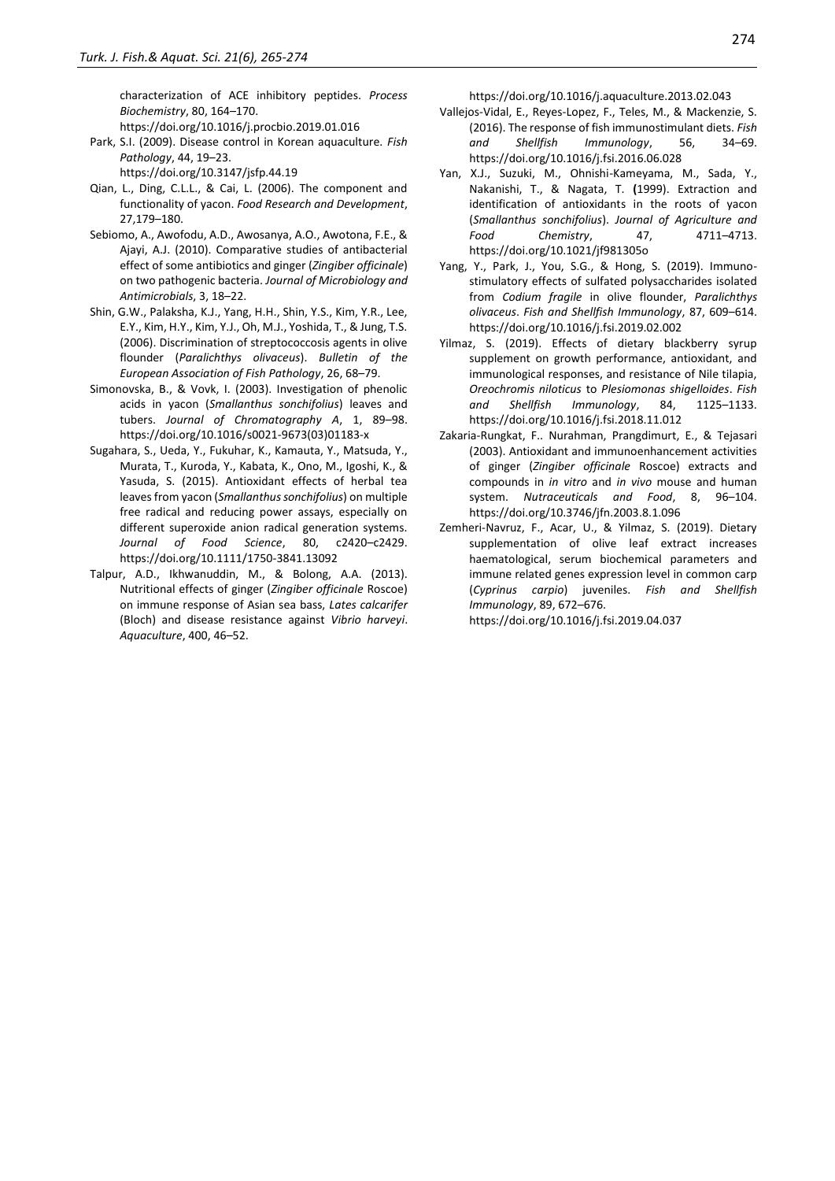characterization of ACE inhibitory peptides. *Process Biochemistry*, 80, 164–170. https://doi.org/10.1016/j.procbio.2019.01.016

Park, S.I. (2009). Disease control in Korean aquaculture. *Fish Pathology*, 44, 19–23. https://doi.org/10.3147/jsfp.44.19

Qian, L., Ding, C.L.L., & Cai, L. (2006). The component and functionality of yacon. *Food Research and Development*, 27,179–180.

Sebiomo, A., Awofodu, A.D., Awosanya, A.O., Awotona, F.E., & Ajayi, A.J. (2010). Comparative studies of antibacterial effect of some antibiotics and ginger (*Zingiber officinale*) on two pathogenic bacteria. *Journal of Microbiology and Antimicrobials*, 3, 18–22.

Shin, G.W., Palaksha, K.J., Yang, H.H., Shin, Y.S., Kim, Y.R., Lee, E.Y., Kim, H.Y., Kim, Y.J., Oh, M.J., Yoshida, T., & Jung, T.S. (2006). Discrimination of streptococcosis agents in olive flounder (*Paralichthys olivaceus*). *Bulletin of the European Association of Fish Pathology*, 26, 68–79.

Simonovska, B., & Vovk, I. (2003). Investigation of phenolic acids in yacon (*Smallanthus sonchifolius*) leaves and tubers. *Journal of Chromatography A*, 1, 89–98. https://doi.org/10.1016/s0021-9673(03)01183-x

Sugahara, S., Ueda, Y., Fukuhar, K., Kamauta, Y., Matsuda, Y., Murata, T., Kuroda, Y., Kabata, K., Ono, M., Igoshi, K., & Yasuda, S. (2015). Antioxidant effects of herbal tea leaves from yacon (*Smallanthus sonchifolius*) on multiple free radical and reducing power assays, especially on different superoxide anion radical generation systems. *Journal of Food Science*, 80, c2420–c2429. https://doi.org/10.1111/1750-3841.13092

Talpur, A.D., Ikhwanuddin, M., & Bolong, A.A. (2013). Nutritional effects of ginger (*Zingiber officinale* Roscoe) on immune response of Asian sea bass, *Lates calcarifer* (Bloch) and disease resistance against *Vibrio harveyi*. *Aquaculture*, 400, 46–52. https://doi.org/10.1016/j.aquaculture.2013.02.043

Vallejos-Vidal, E., Reyes-Lopez, F., Teles, M., & Mackenzie, S. (2016). The response of fish immunostimulant diets. *Fish and Shellfish Immunology*, 56, 34–69. https://doi.org/10.1016/j.fsi.2016.06.028

Yan, X.J., Suzuki, M., Ohnishi-Kameyama, M., Sada, Y., Nakanishi, T., & Nagata, T. (1999). Extraction and identification of antioxidants in the roots of yacon (*Smallanthus sonchifolius*). *Journal of Agriculture and Food Chemistry*, 47, 4711–4713. https://doi.org/10.1021/jf981305o

Yang, Y., Park, J., You, S.G., & Hong, S. (2019). Immuno-stimulatory effects of sulfated polysaccharides isolated from *Codium fragile* in olive flounder, *Paralichthys olivaceus*. *Fish and Shellfish Immunology*, 87, 609–614. https://doi.org/10.1016/j.fsi.2019.02.002

Yilmaz, S. (2019). Effects of dietary blackberry syrup supplement on growth performance, antioxidant, and immunological responses, and resistance of Nile tilapia, *Oreochromis niloticus* to *Plesiomonas shigelloides*. *Fish and Shellfish Immunology*, 84, 1125–1133. https://doi.org/10.1016/j.fsi.2018.11.012

Zakaria-Rungkat, F.. Nurahman, Prangdimurt, E., & Tejasari (2003). Antioxidant and immunoenhancement activities of ginger (*Zingiber officinale* Roscoe) extracts and compounds in *in vitro* and *in vivo* mouse and human system. *Nutraceuticals and Food*, 8, 96–104. https://doi.org/10.3746/jfn.2003.8.1.096

Zemheri-Navruz, F., Acar, U., & Yilmaz, S. (2019). Dietary supplementation of olive leaf extract increases haematological, serum biochemical parameters and immune related genes expression level in common carp (*Cyprinus carpio*) juveniles. *Fish and Shellfish Immunology*, 89, 672–676. https://doi.org/10.1016/j.fsi.2019.04.037